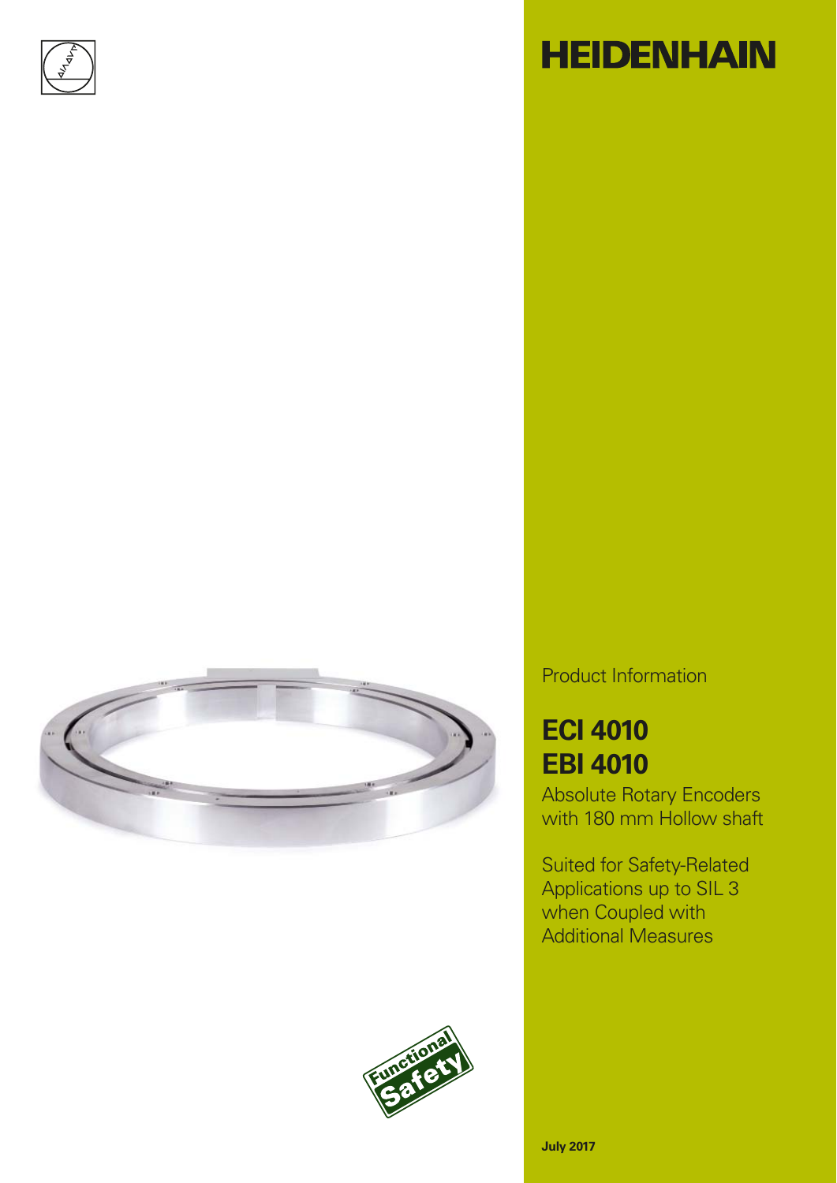HEIDENHAIN

Product Information

# ECI 4010
# EBI 4010

Absolute Rotary Encoders with 180 mm Hollow shaft

Suited for Safety-Related Applications up to SIL 3 when Coupled with Additional Measures

**July 2017**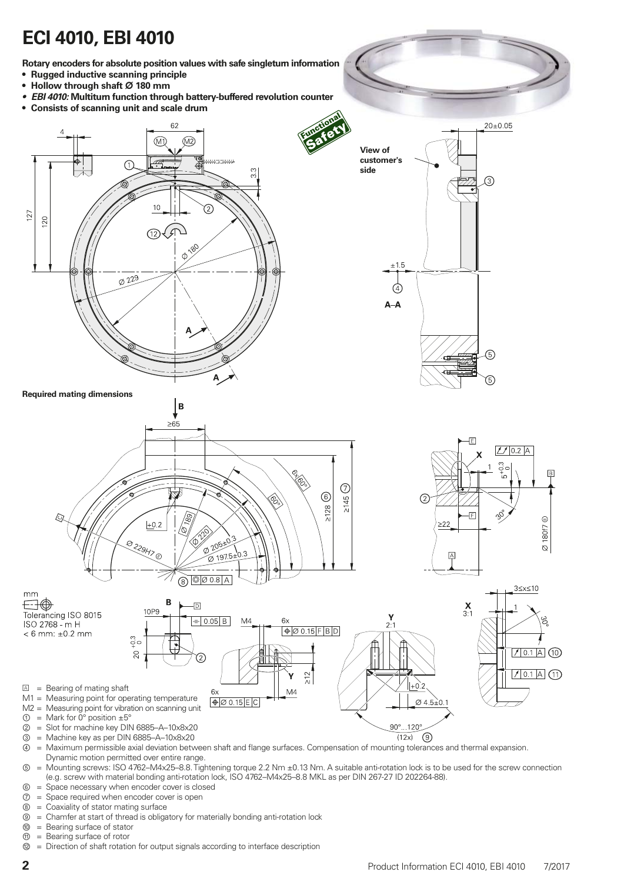# ECI 4010, EBI 4010

**Rotary encoders for absolute position values with safe singleturn information**

- **Rugged inductive scanning principle**
- **Hollow through shaft Ø 180 mm**
- ***EBI 4010:* Multiturn function through battery-buffered revolution counter**
- **Consists of scanning unit and scale drum**

Functional Safety

View of customer's side

A–A

**Required mating dimensions**

mm

Tolerancing ISO 8015
ISO 2768 - m H
< 6 mm: ±0.2 mm

Ⓐ = Bearing of mating shaft
M1 = Measuring point for operating temperature
M2 = Measuring point for vibration on scanning unit
① = Mark for 0° position ±5°
② = Slot for machine key DIN 6885–A–10x8x20
③ = Machine key as per DIN 6885–A–10x8x20
④ = Maximum permissible axial deviation between shaft and flange surfaces. Compensation of mounting tolerances and thermal expansion. Dynamic motion permitted over entire range.
⑤ = Mounting screws: ISO 4762–M4x25–8.8. Tightening torque 2.2 Nm ±0.13 Nm. A suitable anti-rotation lock is to be used for the screw connection (e.g. screw with material bonding anti-rotation lock, ISO 4762–M4x25–8.8 MKL as per DIN 267-27 ID 202264-88).
⑥ = Space necessary when encoder cover is closed
⑦ = Space required when encoder cover is open
⑧ = Coaxiality of stator mating surface
⑨ = Chamfer at start of thread is obligatory for materially bonding anti-rotation lock
⑩ = Bearing surface of stator
⑪ = Bearing surface of rotor
⑫ = Direction of shaft rotation for output signals according to interface description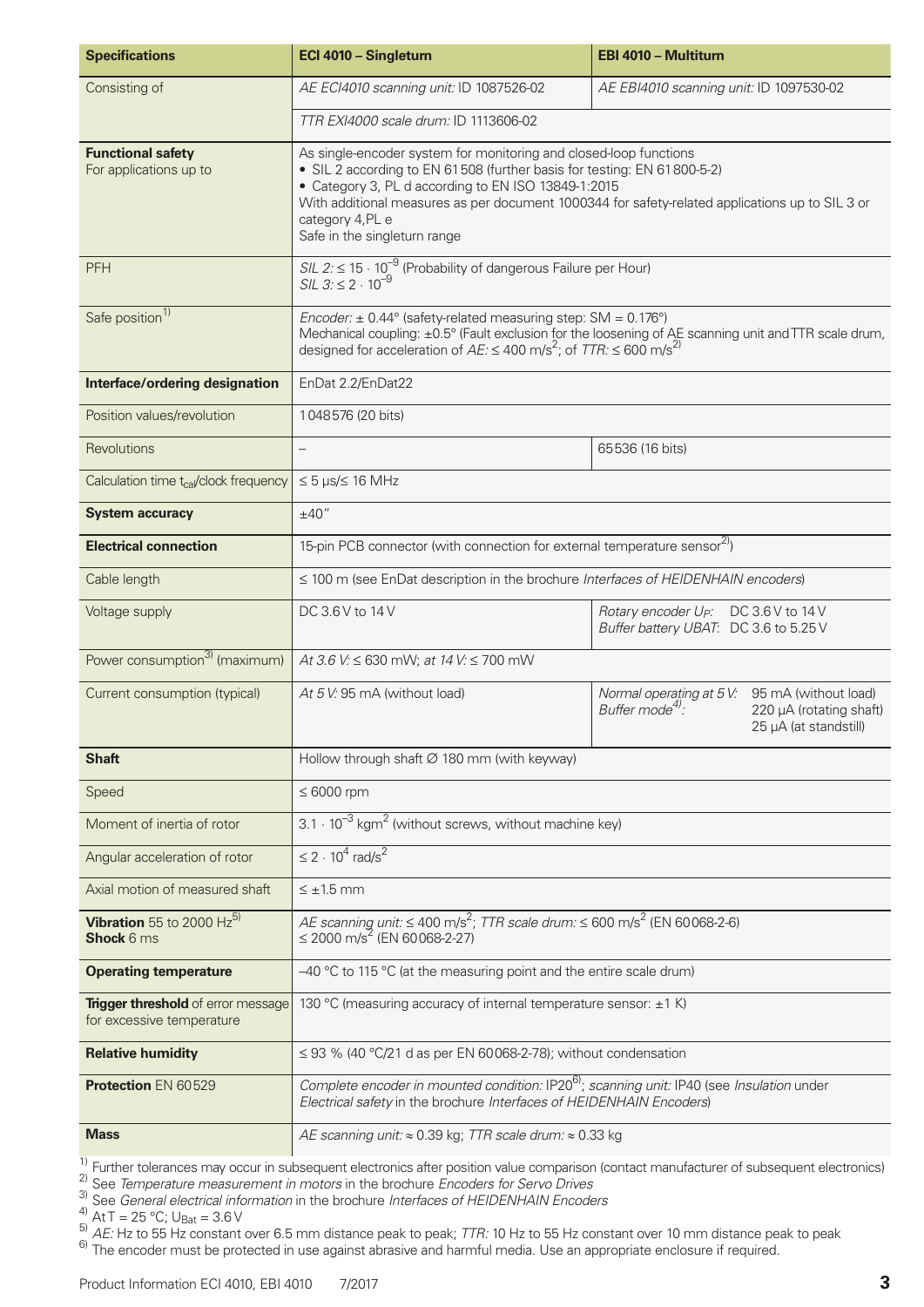| Specifications | ECI 4010 – Singleturn | EBI 4010 – Multiturn |
|---|---|---|
| Consisting of | *AE ECI4010 scanning unit:* ID 1087526-02 | *AE EBI4010 scanning unit:* ID 1097530-02 |
| | *TTR EXI4000 scale drum:* ID 1113606-02 | |
| **Functional safety** For applications up to | As single-encoder system for monitoring and closed-loop functions<br>• SIL 2 according to EN 61508 (further basis for testing: EN 61800-5-2)<br>• Category 3, PL d according to EN ISO 13849-1:2015<br>With additional measures as per document 1000344 for safety-related applications up to SIL 3 or category 4,PL e<br>Safe in the singleturn range | |
| PFH | *SIL 2:* $\leq 15 \cdot 10^{-9}$ (Probability of dangerous Failure per Hour)<br>*SIL 3:* $\leq 2 \cdot 10^{-9}$ | |
| Safe position[1] | *Encoder:* ± 0.44° (safety-related measuring step: SM = 0.176°)<br>Mechanical coupling: ±0.5° (Fault exclusion for the loosening of AE scanning unit and TTR scale drum, designed for acceleration of *AE:* ≤ 400 m/s$^2$; of *TTR:* ≤ 600 m/s$^2$[2]) | |
| **Interface/ordering designation** | EnDat 2.2/EnDat22 | |
| Position values/revolution | 1048576 (20 bits) | |
| Revolutions | – | 65536 (16 bits) |
| Calculation time $t_{cal}$/clock frequency | ≤ 5 µs/≤ 16 MHz | |
| **System accuracy** | ±40″ | |
| **Electrical connection** | 15-pin PCB connector (with connection for external temperature sensor[2]) | |
| Cable length | ≤ 100 m (see EnDat description in the brochure *Interfaces of HEIDENHAIN encoders*) | |
| Voltage supply | DC 3.6 V to 14 V | *Rotary encoder $U_P$:* DC 3.6 V to 14 V<br>*Buffer battery UBAT:* DC 3.6 to 5.25 V |
| Power consumption[3] (maximum) | *At 3.6 V:* ≤ 630 mW; *at 14 V:* ≤ 700 mW | |
| Current consumption (typical) | *At 5 V:* 95 mA (without load) | *Normal operating at 5 V:* 95 mA (without load)<br>*Buffer mode[4]:* 220 µA (rotating shaft) 25 µA (at standstill) |
| **Shaft** | Hollow through shaft ∅ 180 mm (with keyway) | |
| Speed | ≤ 6000 rpm | |
| Moment of inertia of rotor | $3.1 \cdot 10^{-3}$ kgm$^2$ (without screws, without machine key) | |
| Angular acceleration of rotor | $\leq 2 \cdot 10^{4}$ rad/s$^2$ | |
| Axial motion of measured shaft | ≤ ±1.5 mm | |
| **Vibration** 55 to 2000 Hz[5] **Shock** 6 ms | *AE scanning unit:* ≤ 400 m/s$^2$; *TTR scale drum:* ≤ 600 m/s$^2$ (EN 60068-2-6)<br>≤ 2000 m/s$^2$ (EN 60068-2-27) | |
| **Operating temperature** | –40 °C to 115 °C (at the measuring point and the entire scale drum) | |
| **Trigger threshold** of error message for excessive temperature | 130 °C (measuring accuracy of internal temperature sensor: ±1 K) | |
| **Relative humidity** | ≤ 93 % (40 °C/21 d as per EN 60068-2-78); without condensation | |
| **Protection** EN 60529 | *Complete encoder in mounted condition:* IP20[6]; *scanning unit:* IP40 (see *Insulation* under *Electrical safety* in the brochure *Interfaces of HEIDENHAIN Encoders*) | |
| **Mass** | *AE scanning unit:* ≈ 0.39 kg; *TTR scale drum:* ≈ 0.33 kg | |

[1] Further tolerances may occur in subsequent electronics after position value comparison (contact manufacturer of subsequent electronics)
[2] See *Temperature measurement in motors* in the brochure *Encoders for Servo Drives*
[3] See *General electrical information* in the brochure *Interfaces of HEIDENHAIN Encoders*
[4] At T = 25 °C; $U_{Bat}$ = 3.6 V
[5] *AE:* Hz to 55 Hz constant over 6.5 mm distance peak to peak; *TTR:* 10 Hz to 55 Hz constant over 10 mm distance peak to peak
[6] The encoder must be protected in use against abrasive and harmful media. Use an appropriate enclosure if required.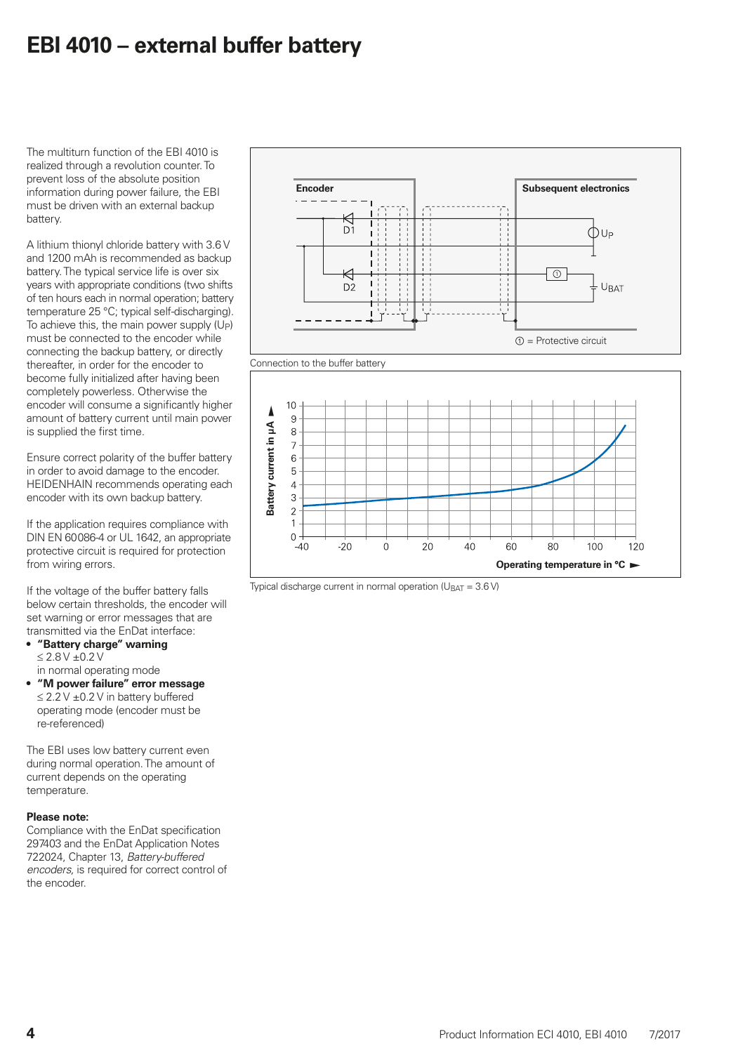# EBI 4010 – external buffer battery

The multiturn function of the EBI 4010 is realized through a revolution counter. To prevent loss of the absolute position information during power failure, the EBI must be driven with an external backup battery.

A lithium thionyl chloride battery with 3.6 V and 1200 mAh is recommended as backup battery. The typical service life is over six years with appropriate conditions (two shifts of ten hours each in normal operation; battery temperature 25 °C; typical self-discharging). To achieve this, the main power supply ($U_P$) must be connected to the encoder while connecting the backup battery, or directly thereafter, in order for the encoder to become fully initialized after having been completely powerless. Otherwise the encoder will consume a significantly higher amount of battery current until main power is supplied the first time.

Ensure correct polarity of the buffer battery in order to avoid damage to the encoder. HEIDENHAIN recommends operating each encoder with its own backup battery.

If the application requires compliance with DIN EN 60086-4 or UL 1642, an appropriate protective circuit is required for protection from wiring errors.

If the voltage of the buffer battery falls below certain thresholds, the encoder will set warning or error messages that are transmitted via the EnDat interface:

- **"Battery charge" warning**
  ≤ 2.8 V ±0.2 V
  in normal operating mode
- **"M power failure" error message**
  ≤ 2.2 V ±0.2 V in battery buffered operating mode (encoder must be re-referenced)

The EBI uses low battery current even during normal operation. The amount of current depends on the operating temperature.

**Please note:**
Compliance with the EnDat specification 297403 and the EnDat Application Notes 722024, Chapter 13, *Battery-buffered encoders,* is required for correct control of the encoder.

Encoder — Subsequent electronics — D1 — D2 — $U_P$ — $U_{BAT}$

① = Protective circuit

Connection to the buffer battery

Battery current in µA — Operating temperature in °C

Typical discharge current in normal operation ($U_{BAT}$ = 3.6 V)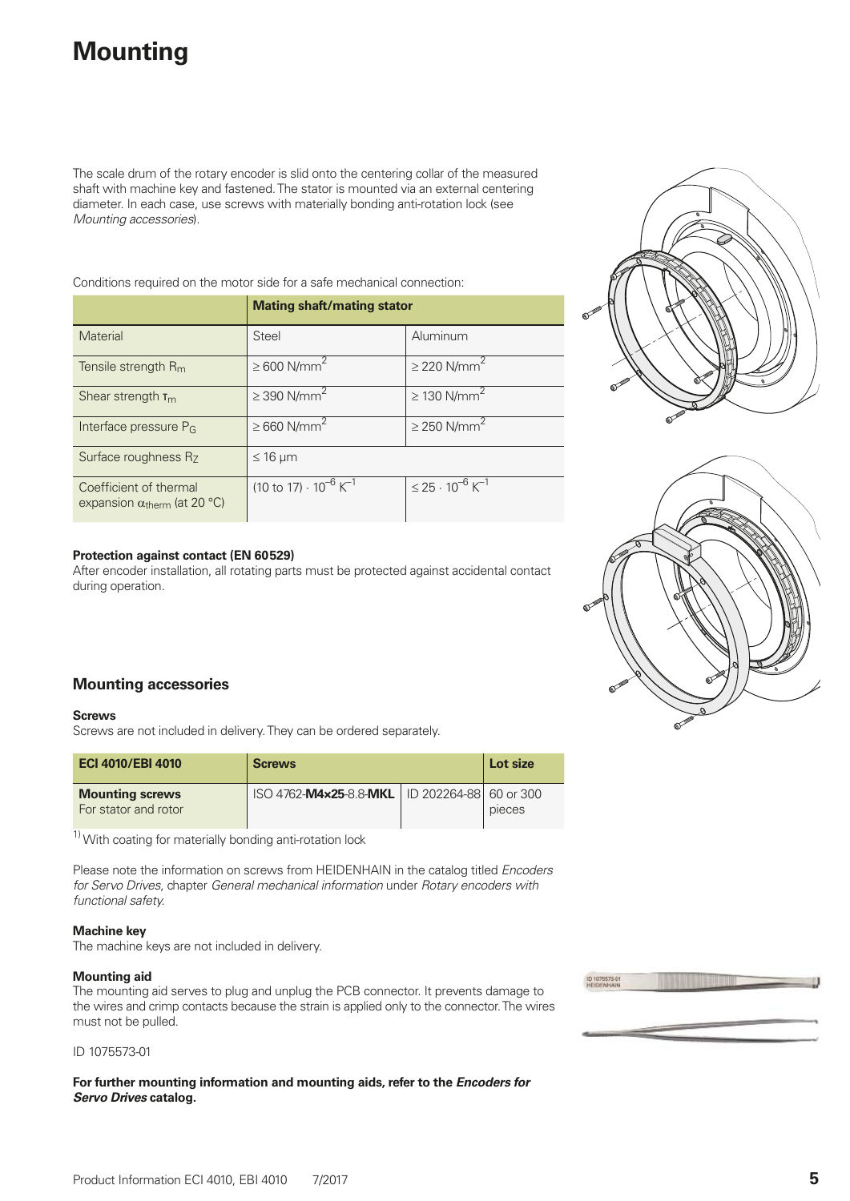# Mounting

The scale drum of the rotary encoder is slid onto the centering collar of the measured shaft with machine key and fastened. The stator is mounted via an external centering diameter. In each case, use screws with materially bonding anti-rotation lock (see *Mounting accessories*).

Conditions required on the motor side for a safe mechanical connection:

| | **Mating shaft/mating stator** | |
|---|---|---|
| Material | Steel | Aluminum |
| Tensile strength $R_m$ | $\geq 600\ N/mm^2$ | $\geq 220\ N/mm^2$ |
| Shear strength $\tau_m$ | $\geq 390\ N/mm^2$ | $\geq 130\ N/mm^2$ |
| Interface pressure $P_G$ | $\geq 660\ N/mm^2$ | $\geq 250\ N/mm^2$ |
| Surface roughness $R_Z$ | $\leq 16\ \mu m$ | |
| Coefficient of thermal expansion $\alpha_{therm}$ (at 20 °C) | $(10\ to\ 17) \cdot 10^{-6}\ K^{-1}$ | $\leq 25 \cdot 10^{-6}\ K^{-1}$ |

**Protection against contact (EN 60529)**
After encoder installation, all rotating parts must be protected against accidental contact during operation.

## Mounting accessories

**Screws**
Screws are not included in delivery. They can be ordered separately.

| **ECI 4010/EBI 4010** | **Screws** | | **Lot size** |
|---|---|---|---|
| **Mounting screws** For stator and rotor | ISO 4762-**M4×25**-8.8-**MKL** | ID 202264-88 | 60 or 300 pieces |

[1] With coating for materially bonding anti-rotation lock

Please note the information on screws from HEIDENHAIN in the catalog titled *Encoders for Servo Drives*, chapter *General mechanical information* under *Rotary encoders with functional safety.*

**Machine key**
The machine keys are not included in delivery.

**Mounting aid**
The mounting aid serves to plug and unplug the PCB connector. It prevents damage to the wires and crimp contacts because the strain is applied only to the connector. The wires must not be pulled.

ID 1075573-01

**For further mounting information and mounting aids, refer to the *Encoders for Servo Drives* catalog.**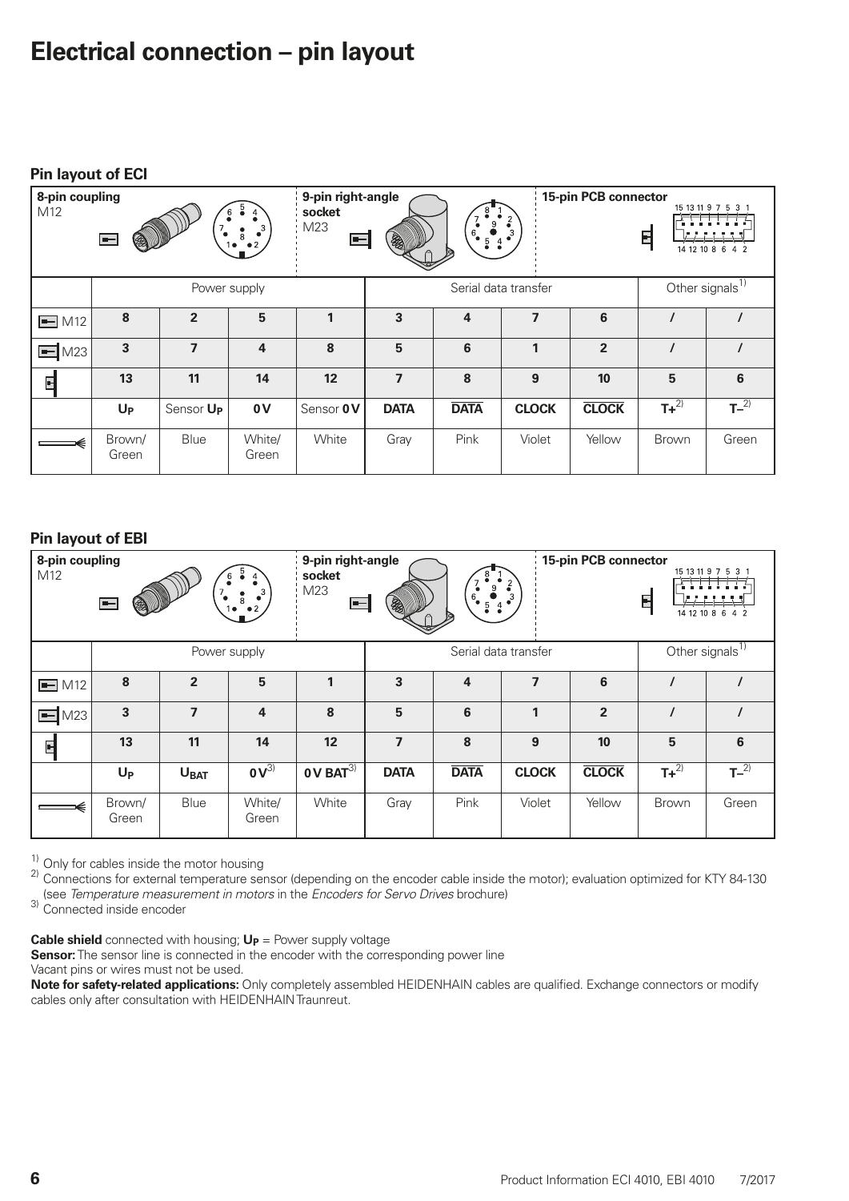# Electrical connection – pin layout

### Pin layout of ECI

| 8-pin coupling M12 | | | | 9-pin right-angle socket M23 | | | 15-pin PCB connector | | | |
|---|---|---|---|---|---|---|---|---|---|---|
| | Power supply | | | | Serial data transfer | | | | Other signals[1] | |
| M12 | 8 | 2 | 5 | 1 | 3 | 4 | 7 | 6 | / | / |
| M23 | 3 | 7 | 4 | 8 | 5 | 6 | 1 | 2 | / | / |
| PCB | 13 | 11 | 14 | 12 | 7 | 8 | 9 | 10 | 5 | 6 |
| | $U_P$ | Sensor $U_P$ | 0 V | Sensor 0 V | DATA | $\overline{DATA}$ | CLOCK | $\overline{CLOCK}$ | T+[2] | T–[2] |
| Cable | Brown/ Green | Blue | White/ Green | White | Gray | Pink | Violet | Yellow | Brown | Green |

### Pin layout of EBI

| 8-pin coupling M12 | | | | 9-pin right-angle socket M23 | | | 15-pin PCB connector | | | |
|---|---|---|---|---|---|---|---|---|---|---|
| | Power supply | | | | Serial data transfer | | | | Other signals[1] | |
| M12 | 8 | 2 | 5 | 1 | 3 | 4 | 7 | 6 | / | / |
| M23 | 3 | 7 | 4 | 8 | 5 | 6 | 1 | 2 | / | / |
| PCB | 13 | 11 | 14 | 12 | 7 | 8 | 9 | 10 | 5 | 6 |
| | $U_P$ | $U_{BAT}$ | 0 V[3] | 0 V BAT[3] | DATA | $\overline{DATA}$ | CLOCK | $\overline{CLOCK}$ | T+[2] | T–[2] |
| Cable | Brown/ Green | Blue | White/ Green | White | Gray | Pink | Violet | Yellow | Brown | Green |

[1] Only for cables inside the motor housing
[2] Connections for external temperature sensor (depending on the encoder cable inside the motor); evaluation optimized for KTY 84-130 (see *Temperature measurement in motors* in the *Encoders for Servo Drives* brochure)
[3] Connected inside encoder

**Cable shield** connected with housing; **$U_P$** = Power supply voltage
**Sensor:** The sensor line is connected in the encoder with the corresponding power line
Vacant pins or wires must not be used.
**Note for safety-related applications:** Only completely assembled HEIDENHAIN cables are qualified. Exchange connectors or modify cables only after consultation with HEIDENHAIN Traunreut.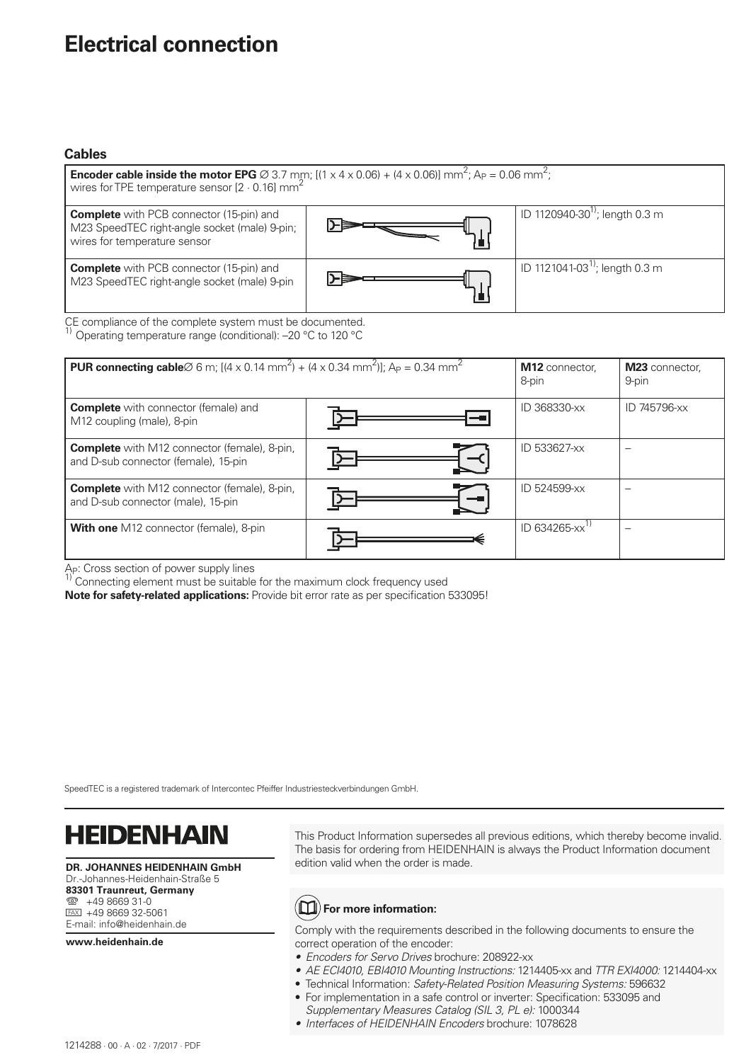# Electrical connection

## Cables

| **Encoder cable inside the motor EPG** ∅ 3.7 mm; [(1 x 4 x 0.06) + (4 x 0.06)] $mm^2$; $A_P$ = 0.06 $mm^2$; wires for TPE temperature sensor [2 · 0.16] $mm^2$ | | |
|---|---|---|
| **Complete** with PCB connector (15-pin) and M23 SpeedTEC right-angle socket (male) 9-pin; wires for temperature sensor | | ID 1120940-30[1]; length 0.3 m |
| **Complete** with PCB connector (15-pin) and M23 SpeedTEC right-angle socket (male) 9-pin | | ID 1121041-03[1]; length 0.3 m |

CE compliance of the complete system must be documented.
[1] Operating temperature range (conditional): –20 °C to 120 °C

| **PUR connecting cable** ∅ 6 m; [(4 x 0.14 $mm^2$) + (4 x 0.34 $mm^2$)]; $A_P$ = 0.34 $mm^2$ | | **M12** connector, 8-pin | **M23** connector, 9-pin |
|---|---|---|---|
| **Complete** with connector (female) and M12 coupling (male), 8-pin | | ID 368330-xx | ID 745796-xx |
| **Complete** with M12 connector (female), 8-pin, and D-sub connector (female), 15-pin | | ID 533627-xx | – |
| **Complete** with M12 connector (female), 8-pin, and D-sub connector (male), 15-pin | | ID 524599-xx | – |
| **With one** M12 connector (female), 8-pin | | ID 634265-xx[1] | – |

$A_P$: Cross section of power supply lines
[1] Connecting element must be suitable for the maximum clock frequency used
**Note for safety-related applications:** Provide bit error rate as per specification 533095!

SpeedTEC is a registered trademark of Intercontec Pfeiffer Industriesteckverbindungen GmbH.

**HEIDENHAIN**

**DR. JOHANNES HEIDENHAIN GmbH**
Dr.-Johannes-Heidenhain-Straße 5
**83301 Traunreut, Germany**
☎ +49 8669 31-0
FAX +49 8669 32-5061
E-mail: info@heidenhain.de

**www.heidenhain.de**

This Product Information supersedes all previous editions, which thereby become invalid. The basis for ordering from HEIDENHAIN is always the Product Information document edition valid when the order is made.

**For more information:**

Comply with the requirements described in the following documents to ensure the correct operation of the encoder:

- *Encoders for Servo Drives* brochure: 208922-xx
- *AE ECI4010, EBI4010 Mounting Instructions:* 1214405-xx and *TTR EXI4000:* 1214404-xx
- Technical Information: *Safety-Related Position Measuring Systems:* 596632
- For implementation in a safe control or inverter: Specification: 533095 and *Supplementary Measures Catalog (SIL 3, PL e):* 1000344
- *Interfaces of HEIDENHAIN Encoders* brochure: 1078628

1214288 · 00 · A · 02 · 7/2017 · PDF